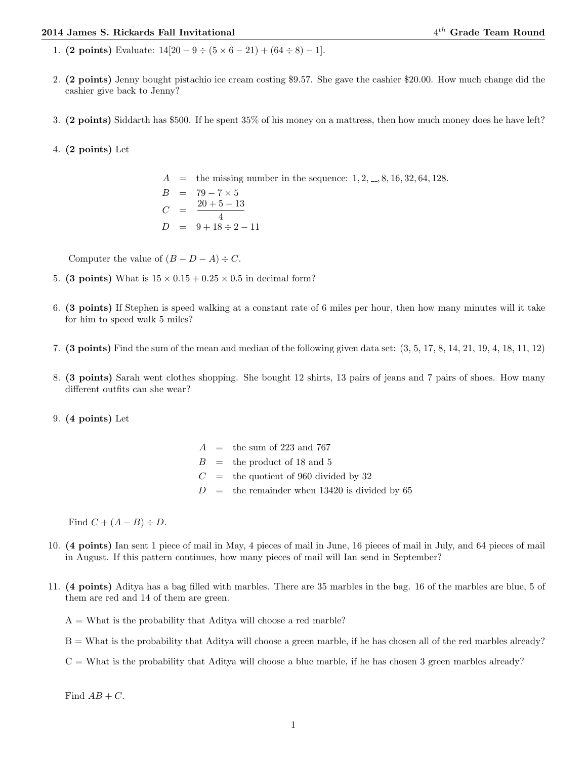1. **(2 points)** Evaluate: $14[20 - 9 \div (5 \times 6 - 21) + (64 \div 8) - 1]$.

2. **(2 points)** Jenny bought pistachio ice cream costing \$9.57. She gave the cashier \$20.00. How much change did the cashier give back to Jenny?

3. **(2 points)** Siddarth has \$500. If he spent 35% of his money on a mattress, then how much money does he have left?

4. **(2 points)** Let

$$\begin{aligned} A &= \text{the missing number in the sequence: } 1, 2, \_\_, 8, 16, 32, 64, 128. \\ B &= 79 - 7 \times 5 \\ C &= \frac{20 + 5 - 13}{4} \\ D &= 9 + 18 \div 2 - 11 \end{aligned}$$

   Computer the value of $(B - D - A) \div C$.

5. **(3 points)** What is $15 \times 0.15 + 0.25 \times 0.5$ in decimal form?

6. **(3 points)** If Stephen is speed walking at a constant rate of 6 miles per hour, then how many minutes will it take for him to speed walk 5 miles?

7. **(3 points)** Find the sum of the mean and median of the following given data set: (3, 5, 17, 8, 14, 21, 19, 4, 18, 11, 12)

8. **(3 points)** Sarah went clothes shopping. She bought 12 shirts, 13 pairs of jeans and 7 pairs of shoes. How many different outfits can she wear?

9. **(4 points)** Let

$$\begin{aligned} A &= \text{the sum of 223 and 767} \\ B &= \text{the product of 18 and 5} \\ C &= \text{the quotient of 960 divided by 32} \\ D &= \text{the remainder when 13420 is divided by 65} \end{aligned}$$

   Find $C + (A - B) \div D$.

10. **(4 points)** Ian sent 1 piece of mail in May, 4 pieces of mail in June, 16 pieces of mail in July, and 64 pieces of mail in August. If this pattern continues, how many pieces of mail will Ian send in September?

11. **(4 points)** Aditya has a bag filled with marbles. There are 35 marbles in the bag. 16 of the marbles are blue, 5 of them are red and 14 of them are green.

    A = What is the probability that Aditya will choose a red marble?

    B = What is the probability that Aditya will choose a green marble, if he has chosen all of the red marbles already?

    C = What is the probability that Aditya will choose a blue marble, if he has chosen 3 green marbles already?

    Find $AB + C$.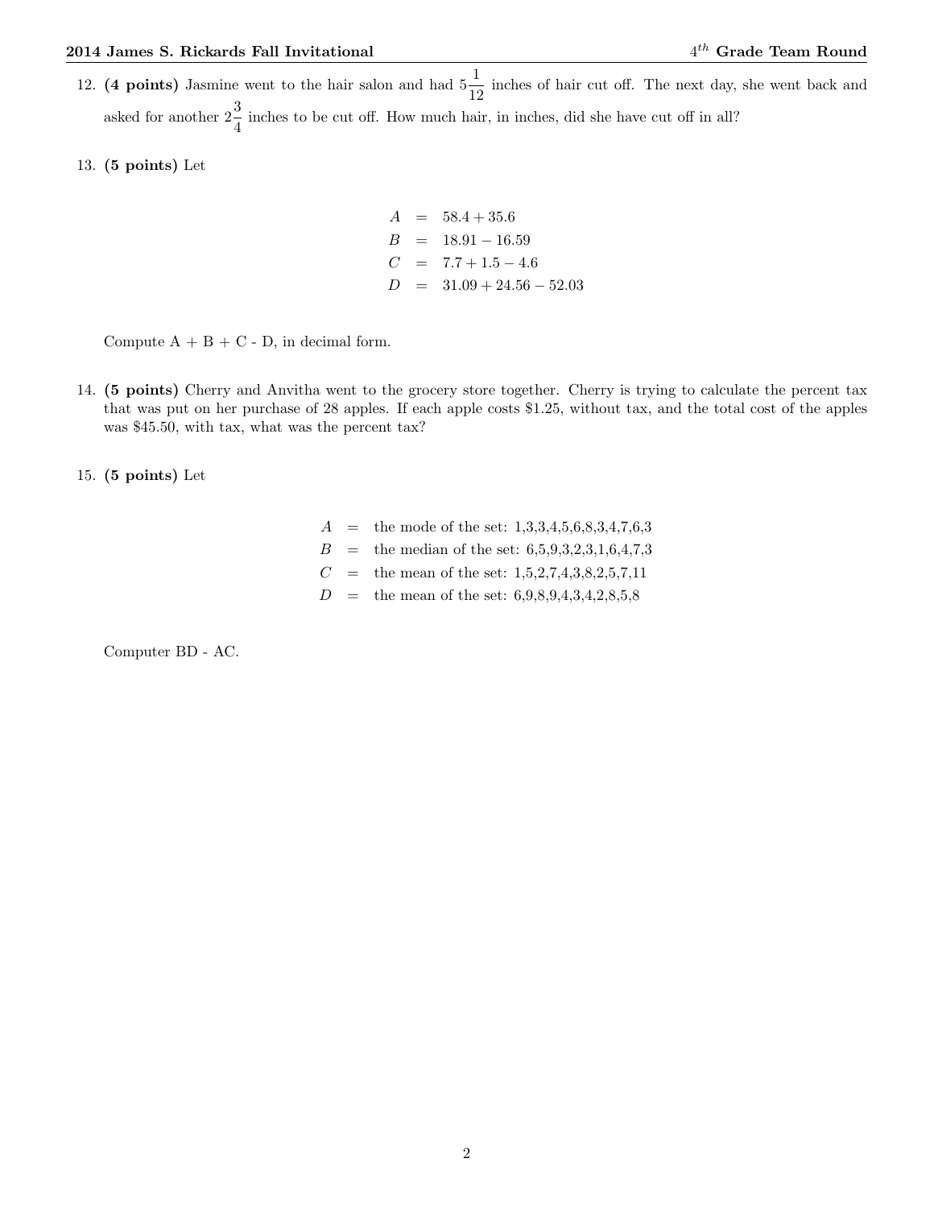12. **(4 points)** Jasmine went to the hair salon and had $5\frac{1}{12}$ inches of hair cut off. The next day, she went back and asked for another $2\frac{3}{4}$ inches to be cut off. How much hair, in inches, did she have cut off in all?

13. **(5 points)** Let

$$
\begin{aligned}
A &= 58.4 + 35.6 \\
B &= 18.91 - 16.59 \\
C &= 7.7 + 1.5 - 4.6 \\
D &= 31.09 + 24.56 - 52.03
\end{aligned}
$$

Compute A + B + C - D, in decimal form.

14. **(5 points)** Cherry and Anvitha went to the grocery store together. Cherry is trying to calculate the percent tax that was put on her purchase of 28 apples. If each apple costs \$1.25, without tax, and the total cost of the apples was \$45.50, with tax, what was the percent tax?

15. **(5 points)** Let

$$
\begin{aligned}
A &= \text{the mode of the set: 1,3,3,4,5,6,8,3,4,7,6,3} \\
B &= \text{the median of the set: 6,5,9,3,2,3,1,6,4,7,3} \\
C &= \text{the mean of the set: 1,5,2,7,4,3,8,2,5,7,11} \\
D &= \text{the mean of the set: 6,9,8,9,4,3,4,2,8,5,8}
\end{aligned}
$$

Computer BD - AC.